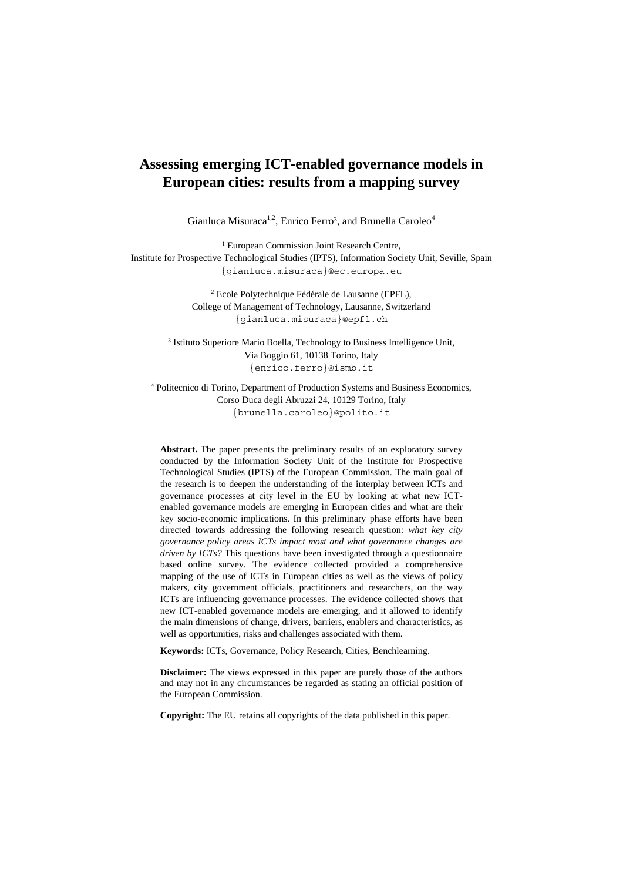# Assessing emerging ICT-enabled governance models in European cities: results from a mapping survey

Gianluca Misuraca[1,2], Enrico Ferro[3], and Brunella Caroleo[4]

[1] European Commission Joint Research Centre,
Institute for Prospective Technological Studies (IPTS), Information Society Unit, Seville, Spain
{gianluca.misuraca}@ec.europa.eu

[2] Ecole Polytechnique Fédérale de Lausanne (EPFL),
College of Management of Technology, Lausanne, Switzerland
{gianluca.misuraca}@epfl.ch

[3] Istituto Superiore Mario Boella, Technology to Business Intelligence Unit,
Via Boggio 61, 10138 Torino, Italy
{enrico.ferro}@ismb.it

[4] Politecnico di Torino, Department of Production Systems and Business Economics,
Corso Duca degli Abruzzi 24, 10129 Torino, Italy
{brunella.caroleo}@polito.it

**Abstract.** The paper presents the preliminary results of an exploratory survey conducted by the Information Society Unit of the Institute for Prospective Technological Studies (IPTS) of the European Commission. The main goal of the research is to deepen the understanding of the interplay between ICTs and governance processes at city level in the EU by looking at what new ICT-enabled governance models are emerging in European cities and what are their key socio-economic implications. In this preliminary phase efforts have been directed towards addressing the following research question: *what key city governance policy areas ICTs impact most and what governance changes are driven by ICTs?* This questions have been investigated through a questionnaire based online survey. The evidence collected provided a comprehensive mapping of the use of ICTs in European cities as well as the views of policy makers, city government officials, practitioners and researchers, on the way ICTs are influencing governance processes. The evidence collected shows that new ICT-enabled governance models are emerging, and it allowed to identify the main dimensions of change, drivers, barriers, enablers and characteristics, as well as opportunities, risks and challenges associated with them.

**Keywords:** ICTs, Governance, Policy Research, Cities, Benchlearning.

**Disclaimer:** The views expressed in this paper are purely those of the authors and may not in any circumstances be regarded as stating an official position of the European Commission.

**Copyright:** The EU retains all copyrights of the data published in this paper.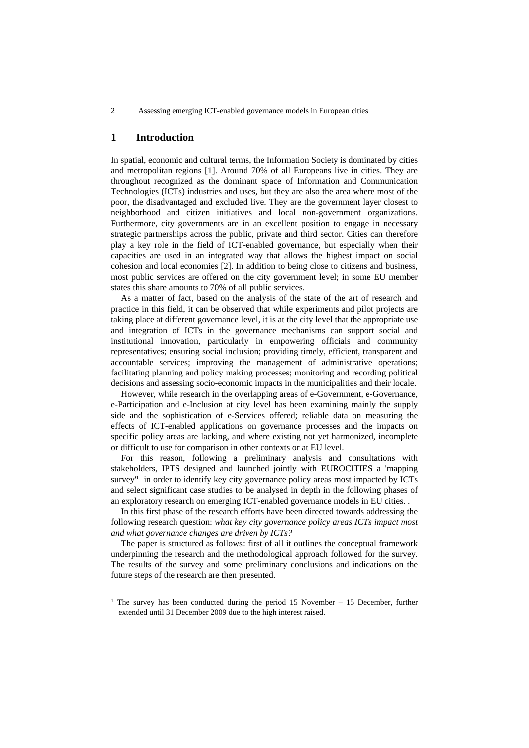## 1 Introduction

In spatial, economic and cultural terms, the Information Society is dominated by cities and metropolitan regions [1]. Around 70% of all Europeans live in cities. They are throughout recognized as the dominant space of Information and Communication Technologies (ICTs) industries and uses, but they are also the area where most of the poor, the disadvantaged and excluded live. They are the government layer closest to neighborhood and citizen initiatives and local non-government organizations. Furthermore, city governments are in an excellent position to engage in necessary strategic partnerships across the public, private and third sector. Cities can therefore play a key role in the field of ICT-enabled governance, but especially when their capacities are used in an integrated way that allows the highest impact on social cohesion and local economies [2]. In addition to being close to citizens and business, most public services are offered on the city government level; in some EU member states this share amounts to 70% of all public services.

As a matter of fact, based on the analysis of the state of the art of research and practice in this field, it can be observed that while experiments and pilot projects are taking place at different governance level, it is at the city level that the appropriate use and integration of ICTs in the governance mechanisms can support social and institutional innovation, particularly in empowering officials and community representatives; ensuring social inclusion; providing timely, efficient, transparent and accountable services; improving the management of administrative operations; facilitating planning and policy making processes; monitoring and recording political decisions and assessing socio-economic impacts in the municipalities and their locale.

However, while research in the overlapping areas of e-Government, e-Governance, e-Participation and e-Inclusion at city level has been examining mainly the supply side and the sophistication of e-Services offered; reliable data on measuring the effects of ICT-enabled applications on governance processes and the impacts on specific policy areas are lacking, and where existing not yet harmonized, incomplete or difficult to use for comparison in other contexts or at EU level.

For this reason, following a preliminary analysis and consultations with stakeholders, IPTS designed and launched jointly with EUROCITIES a 'mapping survey'[1] in order to identify key city governance policy areas most impacted by ICTs and select significant case studies to be analysed in depth in the following phases of an exploratory research on emerging ICT-enabled governance models in EU cities. .

In this first phase of the research efforts have been directed towards addressing the following research question: *what key city governance policy areas ICTs impact most and what governance changes are driven by ICTs?*

The paper is structured as follows: first of all it outlines the conceptual framework underpinning the research and the methodological approach followed for the survey. The results of the survey and some preliminary conclusions and indications on the future steps of the research are then presented.

[1] The survey has been conducted during the period 15 November – 15 December, further extended until 31 December 2009 due to the high interest raised.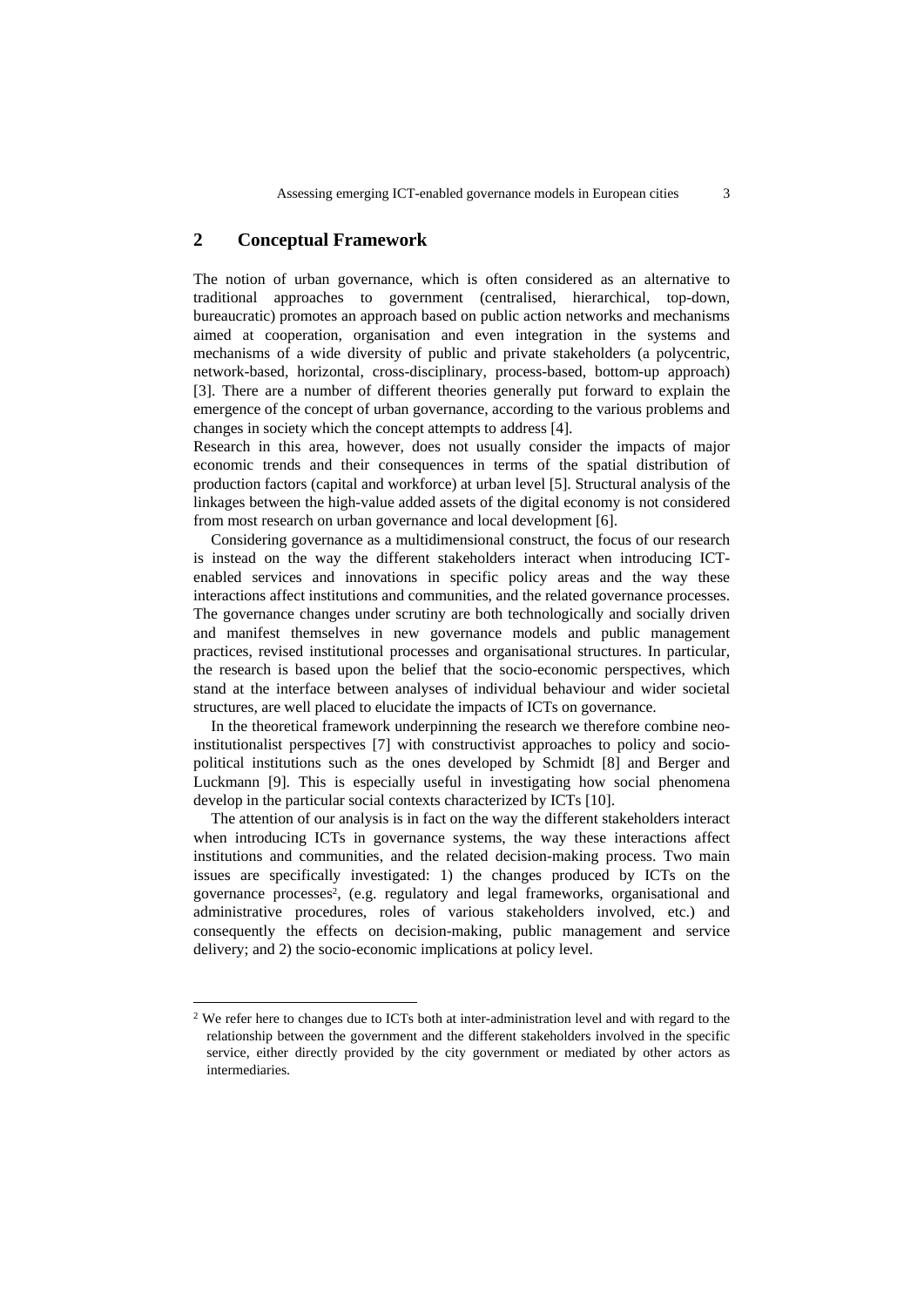## 2 Conceptual Framework

The notion of urban governance, which is often considered as an alternative to traditional approaches to government (centralised, hierarchical, top-down, bureaucratic) promotes an approach based on public action networks and mechanisms aimed at cooperation, organisation and even integration in the systems and mechanisms of a wide diversity of public and private stakeholders (a polycentric, network-based, horizontal, cross-disciplinary, process-based, bottom-up approach) [3]. There are a number of different theories generally put forward to explain the emergence of the concept of urban governance, according to the various problems and changes in society which the concept attempts to address [4].

Research in this area, however, does not usually consider the impacts of major economic trends and their consequences in terms of the spatial distribution of production factors (capital and workforce) at urban level [5]. Structural analysis of the linkages between the high-value added assets of the digital economy is not considered from most research on urban governance and local development [6].

Considering governance as a multidimensional construct, the focus of our research is instead on the way the different stakeholders interact when introducing ICT-enabled services and innovations in specific policy areas and the way these interactions affect institutions and communities, and the related governance processes. The governance changes under scrutiny are both technologically and socially driven and manifest themselves in new governance models and public management practices, revised institutional processes and organisational structures. In particular, the research is based upon the belief that the socio-economic perspectives, which stand at the interface between analyses of individual behaviour and wider societal structures, are well placed to elucidate the impacts of ICTs on governance.

In the theoretical framework underpinning the research we therefore combine neo-institutionalist perspectives [7] with constructivist approaches to policy and socio-political institutions such as the ones developed by Schmidt [8] and Berger and Luckmann [9]. This is especially useful in investigating how social phenomena develop in the particular social contexts characterized by ICTs [10].

The attention of our analysis is in fact on the way the different stakeholders interact when introducing ICTs in governance systems, the way these interactions affect institutions and communities, and the related decision-making process. Two main issues are specifically investigated: 1) the changes produced by ICTs on the governance processes[2], (e.g. regulatory and legal frameworks, organisational and administrative procedures, roles of various stakeholders involved, etc.) and consequently the effects on decision-making, public management and service delivery; and 2) the socio-economic implications at policy level.

[2] We refer here to changes due to ICTs both at inter-administration level and with regard to the relationship between the government and the different stakeholders involved in the specific service, either directly provided by the city government or mediated by other actors as intermediaries.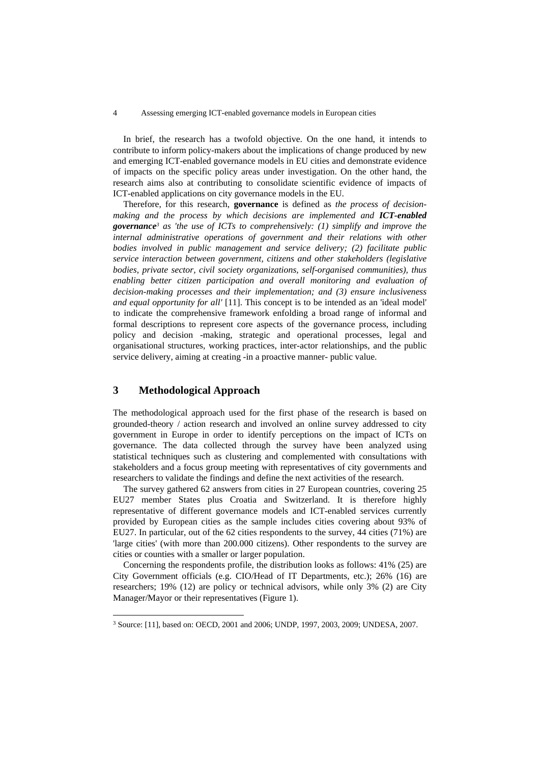In brief, the research has a twofold objective. On the one hand, it intends to contribute to inform policy-makers about the implications of change produced by new and emerging ICT-enabled governance models in EU cities and demonstrate evidence of impacts on the specific policy areas under investigation. On the other hand, the research aims also at contributing to consolidate scientific evidence of impacts of ICT-enabled applications on city governance models in the EU.

Therefore, for this research, **governance** is defined as *the process of decision-making and the process by which decisions are implemented and* ***ICT-enabled governance***[3] *as 'the use of ICTs to comprehensively: (1) simplify and improve the internal administrative operations of government and their relations with other bodies involved in public management and service delivery; (2) facilitate public service interaction between government, citizens and other stakeholders (legislative bodies, private sector, civil society organizations, self-organised communities), thus enabling better citizen participation and overall monitoring and evaluation of decision-making processes and their implementation; and (3) ensure inclusiveness and equal opportunity for all'* [11]. This concept is to be intended as an 'ideal model' to indicate the comprehensive framework enfolding a broad range of informal and formal descriptions to represent core aspects of the governance process, including policy and decision -making, strategic and operational processes, legal and organisational structures, working practices, inter-actor relationships, and the public service delivery, aiming at creating -in a proactive manner- public value.

## 3 Methodological Approach

The methodological approach used for the first phase of the research is based on grounded-theory / action research and involved an online survey addressed to city government in Europe in order to identify perceptions on the impact of ICTs on governance. The data collected through the survey have been analyzed using statistical techniques such as clustering and complemented with consultations with stakeholders and a focus group meeting with representatives of city governments and researchers to validate the findings and define the next activities of the research.

The survey gathered 62 answers from cities in 27 European countries, covering 25 EU27 member States plus Croatia and Switzerland. It is therefore highly representative of different governance models and ICT-enabled services currently provided by European cities as the sample includes cities covering about 93% of EU27. In particular, out of the 62 cities respondents to the survey, 44 cities (71%) are 'large cities' (with more than 200.000 citizens). Other respondents to the survey are cities or counties with a smaller or larger population.

Concerning the respondents profile, the distribution looks as follows: 41% (25) are City Government officials (e.g. CIO/Head of IT Departments, etc.); 26% (16) are researchers; 19% (12) are policy or technical advisors, while only 3% (2) are City Manager/Mayor or their representatives (Figure 1).

---

[3] Source: [11], based on: OECD, 2001 and 2006; UNDP, 1997, 2003, 2009; UNDESA, 2007.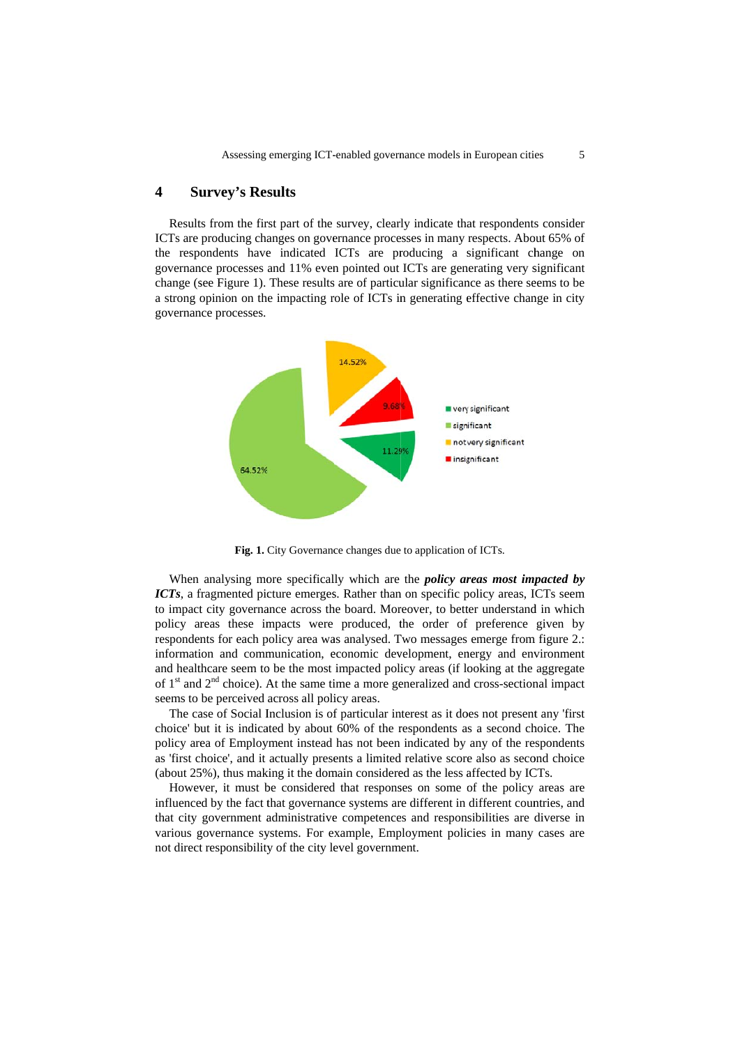## 4 Survey's Results

Results from the first part of the survey, clearly indicate that respondents consider ICTs are producing changes on governance processes in many respects. About 65% of the respondents have indicated ICTs are producing a significant change on governance processes and 11% even pointed out ICTs are generating very significant change (see Figure 1). These results are of particular significance as there seems to be a strong opinion on the impacting role of ICTs in generating effective change in city governance processes.

**Fig. 1.** City Governance changes due to application of ICTs.

When analysing more specifically which are the ***policy areas most impacted by ICTs***, a fragmented picture emerges. Rather than on specific policy areas, ICTs seem to impact city governance across the board. Moreover, to better understand in which policy areas these impacts were produced, the order of preference given by respondents for each policy area was analysed. Two messages emerge from figure 2.: information and communication, economic development, energy and environment and healthcare seem to be the most impacted policy areas (if looking at the aggregate of 1st and 2nd choice). At the same time a more generalized and cross-sectional impact seems to be perceived across all policy areas.

The case of Social Inclusion is of particular interest as it does not present any 'first choice' but it is indicated by about 60% of the respondents as a second choice. The policy area of Employment instead has not been indicated by any of the respondents as 'first choice', and it actually presents a limited relative score also as second choice (about 25%), thus making it the domain considered as the less affected by ICTs.

However, it must be considered that responses on some of the policy areas are influenced by the fact that governance systems are different in different countries, and that city government administrative competences and responsibilities are diverse in various governance systems. For example, Employment policies in many cases are not direct responsibility of the city level government.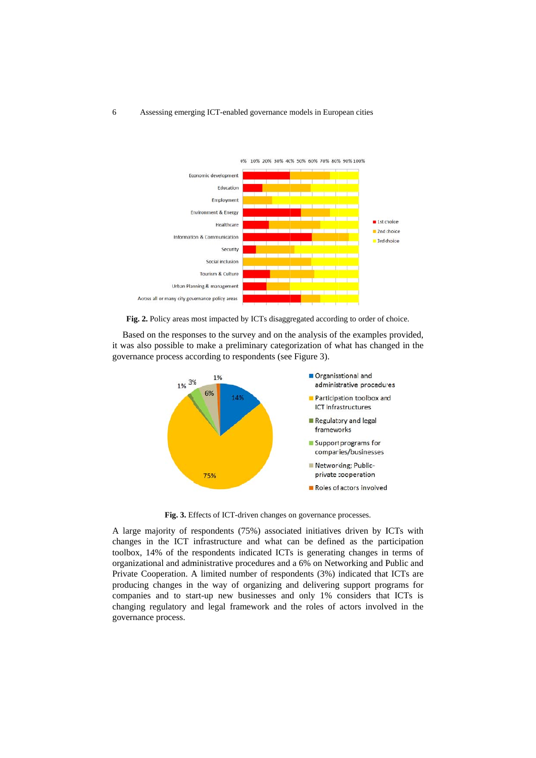**Fig. 2.** Policy areas most impacted by ICTs disaggregated according to order of choice.

Based on the responses to the survey and on the analysis of the examples provided, it was also possible to make a preliminary categorization of what has changed in the governance process according to respondents (see Figure 3).

**Fig. 3.** Effects of ICT-driven changes on governance processes.

A large majority of respondents (75%) associated initiatives driven by ICTs with changes in the ICT infrastructure and what can be defined as the participation toolbox, 14% of the respondents indicated ICTs is generating changes in terms of organizational and administrative procedures and a 6% on Networking and Public and Private Cooperation. A limited number of respondents (3%) indicated that ICTs are producing changes in the way of organizing and delivering support programs for companies and to start-up new businesses and only 1% considers that ICTs is changing regulatory and legal framework and the roles of actors involved in the governance process.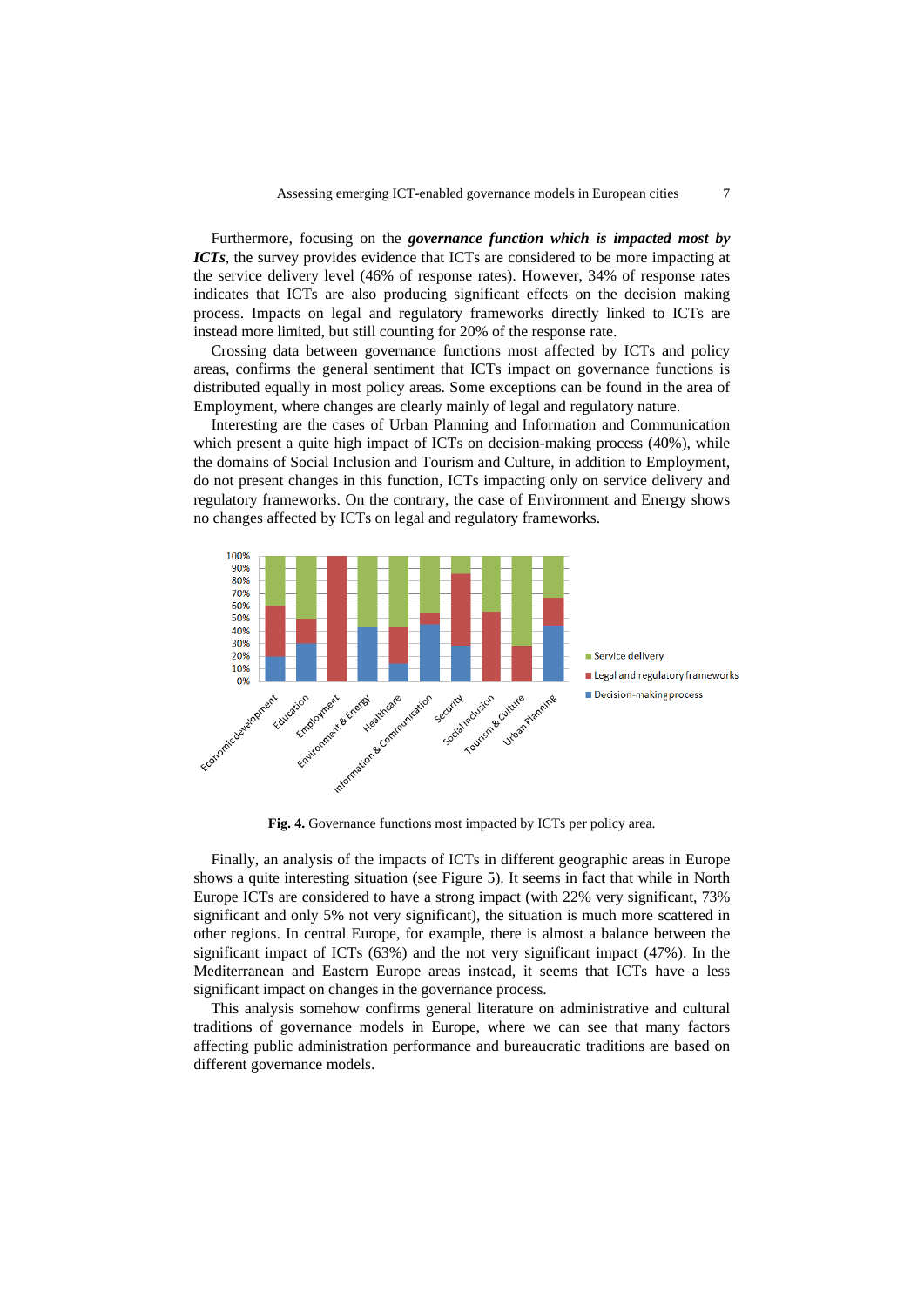Furthermore, focusing on the ***governance function which is impacted most by ICTs***, the survey provides evidence that ICTs are considered to be more impacting at the service delivery level (46% of response rates). However, 34% of response rates indicates that ICTs are also producing significant effects on the decision making process. Impacts on legal and regulatory frameworks directly linked to ICTs are instead more limited, but still counting for 20% of the response rate.

Crossing data between governance functions most affected by ICTs and policy areas, confirms the general sentiment that ICTs impact on governance functions is distributed equally in most policy areas. Some exceptions can be found in the area of Employment, where changes are clearly mainly of legal and regulatory nature.

Interesting are the cases of Urban Planning and Information and Communication which present a quite high impact of ICTs on decision-making process (40%), while the domains of Social Inclusion and Tourism and Culture, in addition to Employment, do not present changes in this function, ICTs impacting only on service delivery and regulatory frameworks. On the contrary, the case of Environment and Energy shows no changes affected by ICTs on legal and regulatory frameworks.

**Fig. 4.** Governance functions most impacted by ICTs per policy area.

Finally, an analysis of the impacts of ICTs in different geographic areas in Europe shows a quite interesting situation (see Figure 5). It seems in fact that while in North Europe ICTs are considered to have a strong impact (with 22% very significant, 73% significant and only 5% not very significant), the situation is much more scattered in other regions. In central Europe, for example, there is almost a balance between the significant impact of ICTs (63%) and the not very significant impact (47%). In the Mediterranean and Eastern Europe areas instead, it seems that ICTs have a less significant impact on changes in the governance process.

This analysis somehow confirms general literature on administrative and cultural traditions of governance models in Europe, where we can see that many factors affecting public administration performance and bureaucratic traditions are based on different governance models.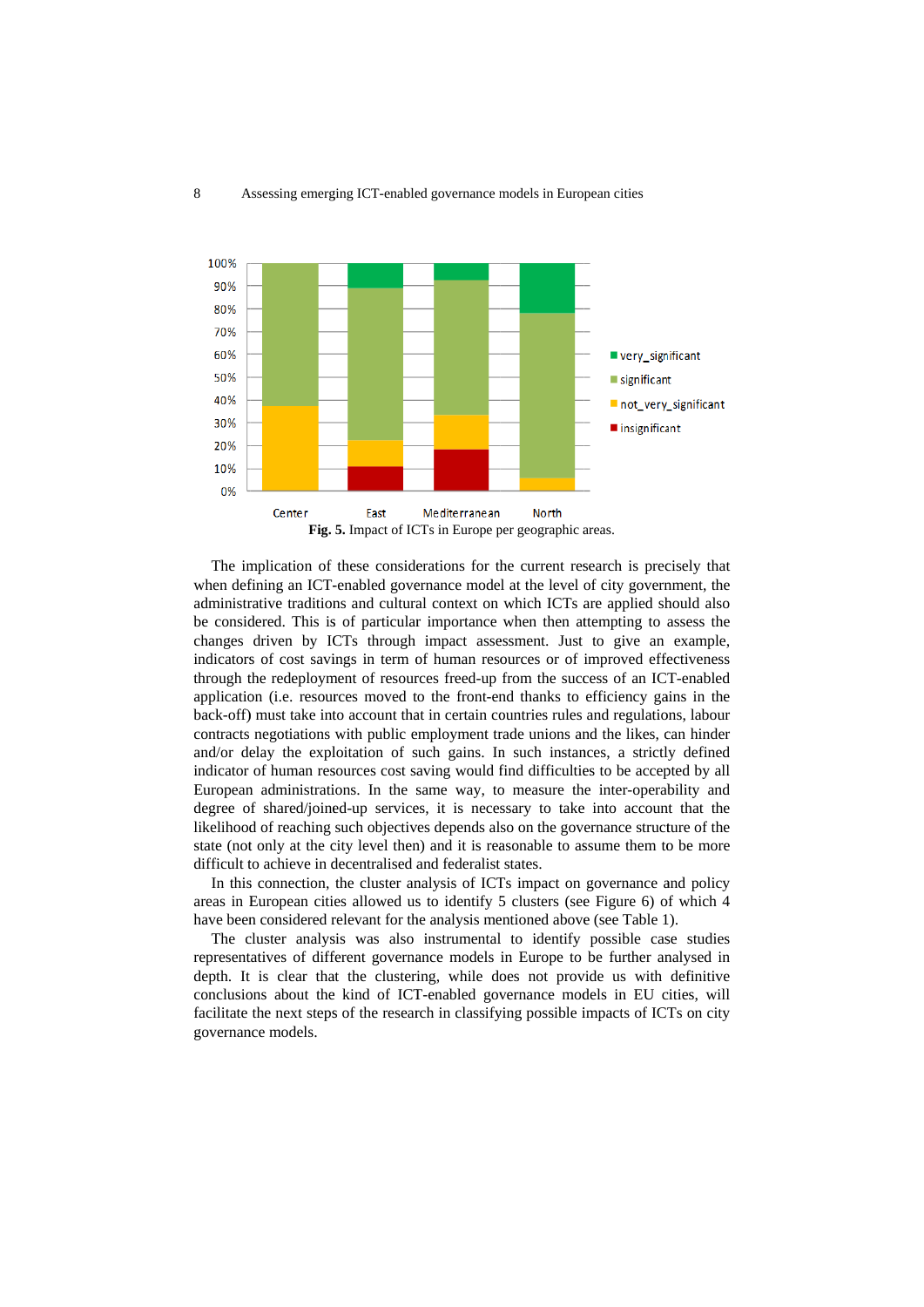**Fig. 5.** Impact of ICTs in Europe per geographic areas.

The implication of these considerations for the current research is precisely that when defining an ICT-enabled governance model at the level of city government, the administrative traditions and cultural context on which ICTs are applied should also be considered. This is of particular importance when then attempting to assess the changes driven by ICTs through impact assessment. Just to give an example, indicators of cost savings in term of human resources or of improved effectiveness through the redeployment of resources freed-up from the success of an ICT-enabled application (i.e. resources moved to the front-end thanks to efficiency gains in the back-off) must take into account that in certain countries rules and regulations, labour contracts negotiations with public employment trade unions and the likes, can hinder and/or delay the exploitation of such gains. In such instances, a strictly defined indicator of human resources cost saving would find difficulties to be accepted by all European administrations. In the same way, to measure the inter-operability and degree of shared/joined-up services, it is necessary to take into account that the likelihood of reaching such objectives depends also on the governance structure of the state (not only at the city level then) and it is reasonable to assume them to be more difficult to achieve in decentralised and federalist states.

In this connection, the cluster analysis of ICTs impact on governance and policy areas in European cities allowed us to identify 5 clusters (see Figure 6) of which 4 have been considered relevant for the analysis mentioned above (see Table 1).

The cluster analysis was also instrumental to identify possible case studies representatives of different governance models in Europe to be further analysed in depth. It is clear that the clustering, while does not provide us with definitive conclusions about the kind of ICT-enabled governance models in EU cities, will facilitate the next steps of the research in classifying possible impacts of ICTs on city governance models.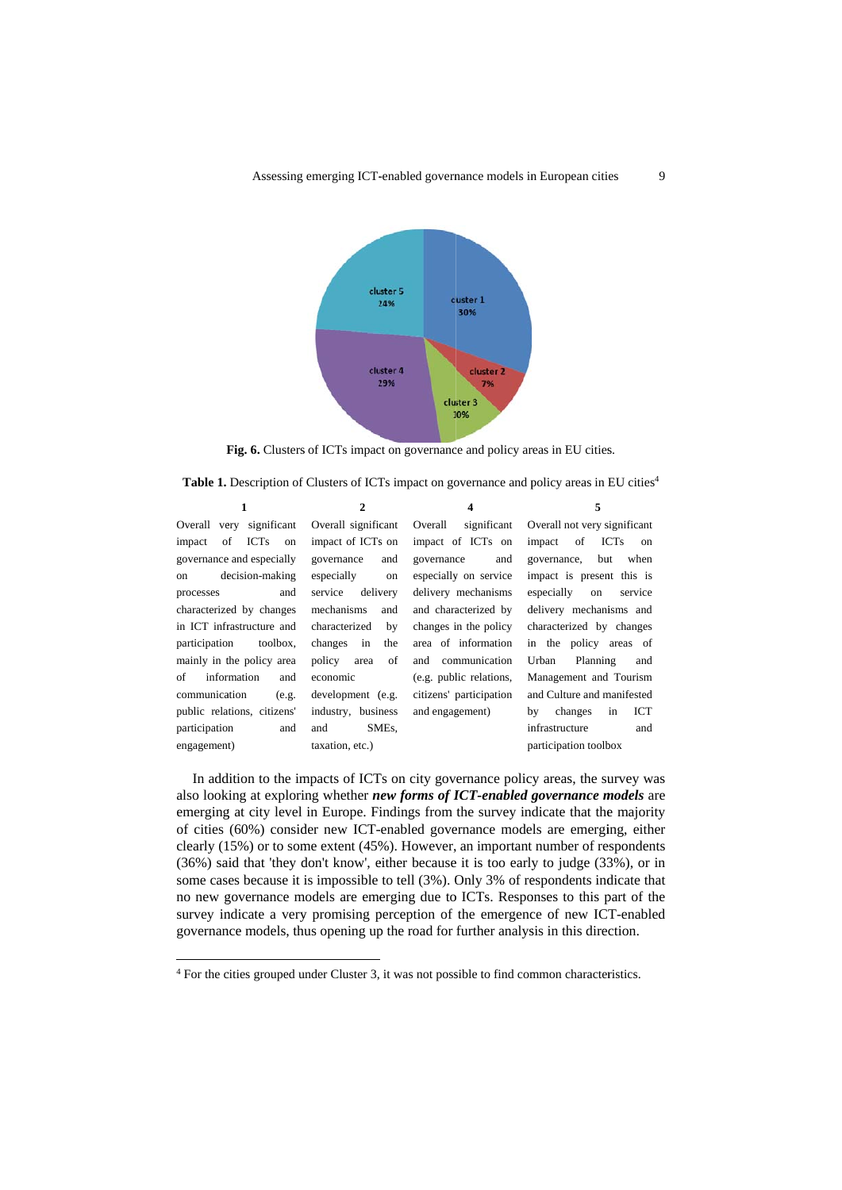**Fig. 6.** Clusters of ICTs impact on governance and policy areas in EU cities.

**Table 1.** Description of Clusters of ICTs impact on governance and policy areas in EU cities[4]

| 1 | 2 | 4 | 5 |
|---|---|---|---|
| Overall very significant impact of ICTs on governance and especially on decision-making processes and characterized by changes in ICT infrastructure and participation toolbox, mainly in the policy area of information and communication (e.g. public relations, citizens' participation and engagement) | Overall significant impact of ICTs on governance and especially on service delivery mechanisms and characterized by changes in the policy area of economic development (e.g. industry, business and SMEs, taxation, etc.) | Overall significant impact of ICTs on governance and especially on service delivery mechanisms and characterized by changes in the policy area of information and communication (e.g. public relations, citizens' participation and engagement) | Overall not very significant impact of ICTs on governance, but when impact is present this is especially on service delivery mechanisms and characterized by changes in the policy areas of Urban Planning and Management and Tourism and Culture and manifested by changes in ICT infrastructure and participation toolbox |

In addition to the impacts of ICTs on city governance policy areas, the survey was also looking at exploring whether ***new forms of ICT-enabled governance models*** are emerging at city level in Europe. Findings from the survey indicate that the majority of cities (60%) consider new ICT-enabled governance models are emerging, either clearly (15%) or to some extent (45%). However, an important number of respondents (36%) said that 'they don't know', either because it is too early to judge (33%), or in some cases because it is impossible to tell (3%). Only 3% of respondents indicate that no new governance models are emerging due to ICTs. Responses to this part of the survey indicate a very promising perception of the emergence of new ICT-enabled governance models, thus opening up the road for further analysis in this direction.

[4] For the cities grouped under Cluster 3, it was not possible to find common characteristics.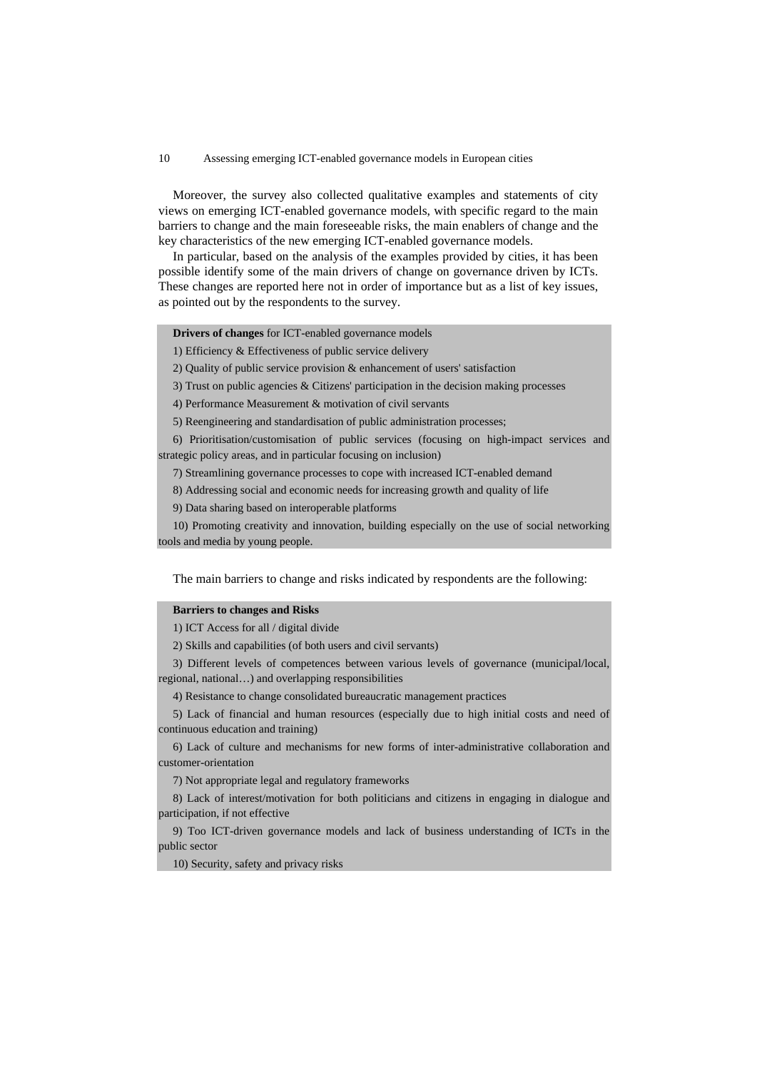Moreover, the survey also collected qualitative examples and statements of city views on emerging ICT-enabled governance models, with specific regard to the main barriers to change and the main foreseeable risks, the main enablers of change and the key characteristics of the new emerging ICT-enabled governance models.

In particular, based on the analysis of the examples provided by cities, it has been possible identify some of the main drivers of change on governance driven by ICTs. These changes are reported here not in order of importance but as a list of key issues, as pointed out by the respondents to the survey.

> **Drivers of changes** for ICT-enabled governance models
>
> 1) Efficiency & Effectiveness of public service delivery
>
> 2) Quality of public service provision & enhancement of users' satisfaction
>
> 3) Trust on public agencies & Citizens' participation in the decision making processes
>
> 4) Performance Measurement & motivation of civil servants
>
> 5) Reengineering and standardisation of public administration processes;
>
> 6) Prioritisation/customisation of public services (focusing on high-impact services and strategic policy areas, and in particular focusing on inclusion)
>
> 7) Streamlining governance processes to cope with increased ICT-enabled demand
>
> 8) Addressing social and economic needs for increasing growth and quality of life
>
> 9) Data sharing based on interoperable platforms
>
> 10) Promoting creativity and innovation, building especially on the use of social networking tools and media by young people.

The main barriers to change and risks indicated by respondents are the following:

> **Barriers to changes and Risks**
>
> 1) ICT Access for all / digital divide
>
> 2) Skills and capabilities (of both users and civil servants)
>
> 3) Different levels of competences between various levels of governance (municipal/local, regional, national…) and overlapping responsibilities
>
> 4) Resistance to change consolidated bureaucratic management practices
>
> 5) Lack of financial and human resources (especially due to high initial costs and need of continuous education and training)
>
> 6) Lack of culture and mechanisms for new forms of inter-administrative collaboration and customer-orientation
>
> 7) Not appropriate legal and regulatory frameworks
>
> 8) Lack of interest/motivation for both politicians and citizens in engaging in dialogue and participation, if not effective
>
> 9) Too ICT-driven governance models and lack of business understanding of ICTs in the public sector
>
> 10) Security, safety and privacy risks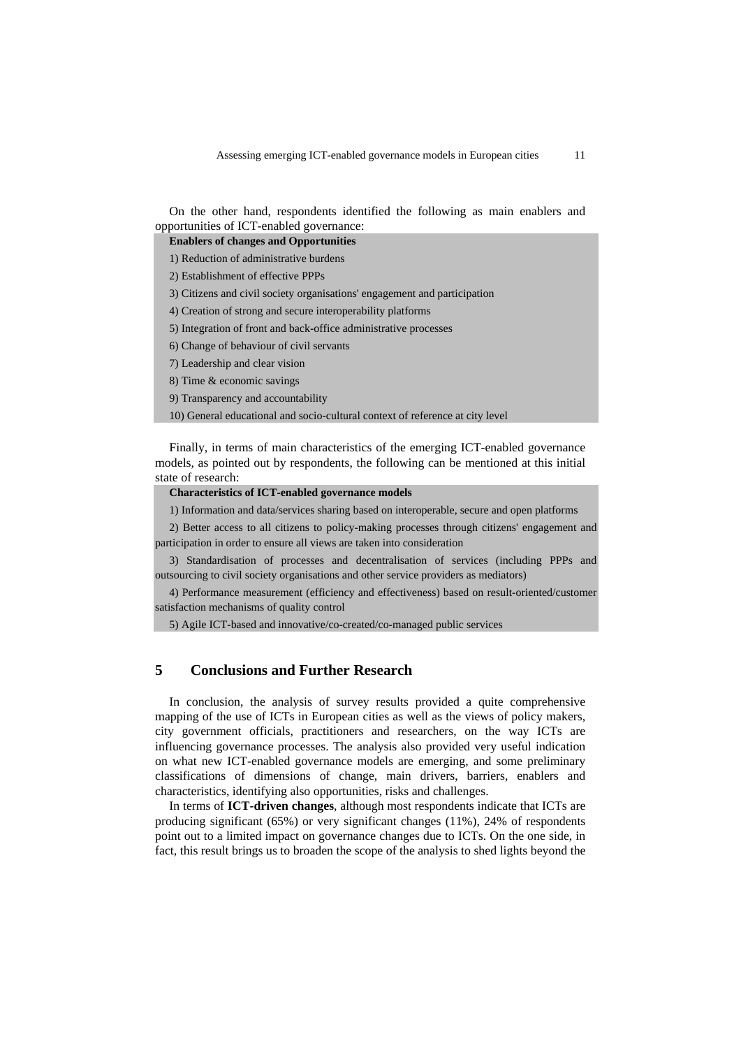On the other hand, respondents identified the following as main enablers and opportunities of ICT-enabled governance:

| **Enablers of changes and Opportunities** |
|---|
| 1) Reduction of administrative burdens |
| 2) Establishment of effective PPPs |
| 3) Citizens and civil society organisations' engagement and participation |
| 4) Creation of strong and secure interoperability platforms |
| 5) Integration of front and back-office administrative processes |
| 6) Change of behaviour of civil servants |
| 7) Leadership and clear vision |
| 8) Time & economic savings |
| 9) Transparency and accountability |
| 10) General educational and socio-cultural context of reference at city level |

Finally, in terms of main characteristics of the emerging ICT-enabled governance models, as pointed out by respondents, the following can be mentioned at this initial state of research:

| **Characteristics of ICT-enabled governance models** |
|---|
| 1) Information and data/services sharing based on interoperable, secure and open platforms |
| 2) Better access to all citizens to policy-making processes through citizens' engagement and participation in order to ensure all views are taken into consideration |
| 3) Standardisation of processes and decentralisation of services (including PPPs and outsourcing to civil society organisations and other service providers as mediators) |
| 4) Performance measurement (efficiency and effectiveness) based on result-oriented/customer satisfaction mechanisms of quality control |
| 5) Agile ICT-based and innovative/co-created/co-managed public services |

## 5 Conclusions and Further Research

In conclusion, the analysis of survey results provided a quite comprehensive mapping of the use of ICTs in European cities as well as the views of policy makers, city government officials, practitioners and researchers, on the way ICTs are influencing governance processes. The analysis also provided very useful indication on what new ICT-enabled governance models are emerging, and some preliminary classifications of dimensions of change, main drivers, barriers, enablers and characteristics, identifying also opportunities, risks and challenges.

In terms of **ICT-driven changes**, although most respondents indicate that ICTs are producing significant (65%) or very significant changes (11%), 24% of respondents point out to a limited impact on governance changes due to ICTs. On the one side, in fact, this result brings us to broaden the scope of the analysis to shed lights beyond the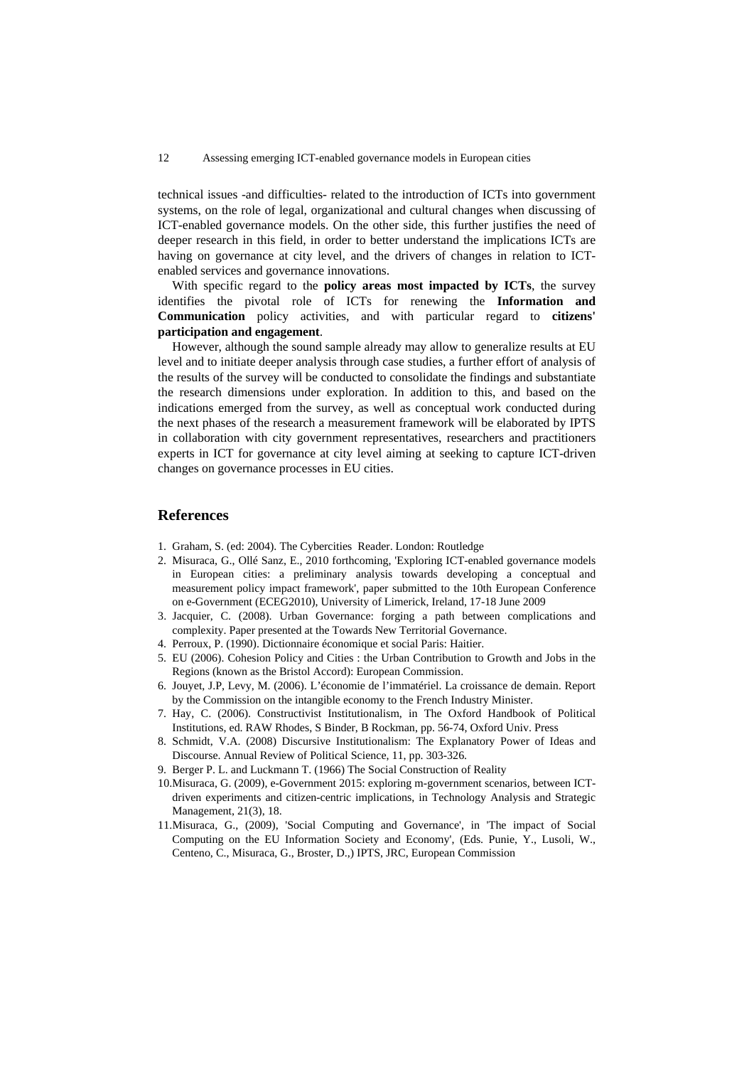technical issues -and difficulties- related to the introduction of ICTs into government systems, on the role of legal, organizational and cultural changes when discussing of ICT-enabled governance models. On the other side, this further justifies the need of deeper research in this field, in order to better understand the implications ICTs are having on governance at city level, and the drivers of changes in relation to ICT-enabled services and governance innovations.

With specific regard to the **policy areas most impacted by ICTs**, the survey identifies the pivotal role of ICTs for renewing the **Information and Communication** policy activities, and with particular regard to **citizens' participation and engagement**.

However, although the sound sample already may allow to generalize results at EU level and to initiate deeper analysis through case studies, a further effort of analysis of the results of the survey will be conducted to consolidate the findings and substantiate the research dimensions under exploration. In addition to this, and based on the indications emerged from the survey, as well as conceptual work conducted during the next phases of the research a measurement framework will be elaborated by IPTS in collaboration with city government representatives, researchers and practitioners experts in ICT for governance at city level aiming at seeking to capture ICT-driven changes on governance processes in EU cities.

## References

1. Graham, S. (ed: 2004). The Cybercities Reader. London: Routledge
2. Misuraca, G., Ollé Sanz, E., 2010 forthcoming, 'Exploring ICT-enabled governance models in European cities: a preliminary analysis towards developing a conceptual and measurement policy impact framework', paper submitted to the 10th European Conference on e-Government (ECEG2010), University of Limerick, Ireland, 17-18 June 2009
3. Jacquier, C. (2008). Urban Governance: forging a path between complications and complexity. Paper presented at the Towards New Territorial Governance.
4. Perroux, P. (1990). Dictionnaire économique et social Paris: Haitier.
5. EU (2006). Cohesion Policy and Cities : the Urban Contribution to Growth and Jobs in the Regions (known as the Bristol Accord): European Commission.
6. Jouyet, J.P, Levy, M. (2006). L'économie de l'immatériel. La croissance de demain. Report by the Commission on the intangible economy to the French Industry Minister.
7. Hay, C. (2006). Constructivist Institutionalism, in The Oxford Handbook of Political Institutions, ed. RAW Rhodes, S Binder, B Rockman, pp. 56-74, Oxford Univ. Press
8. Schmidt, V.A. (2008) Discursive Institutionalism: The Explanatory Power of Ideas and Discourse. Annual Review of Political Science, 11, pp. 303-326.
9. Berger P. L. and Luckmann T. (1966) The Social Construction of Reality
10. Misuraca, G. (2009), e-Government 2015: exploring m-government scenarios, between ICT-driven experiments and citizen-centric implications, in Technology Analysis and Strategic Management, 21(3), 18.
11. Misuraca, G., (2009), 'Social Computing and Governance', in 'The impact of Social Computing on the EU Information Society and Economy', (Eds. Punie, Y., Lusoli, W., Centeno, C., Misuraca, G., Broster, D.,) IPTS, JRC, European Commission